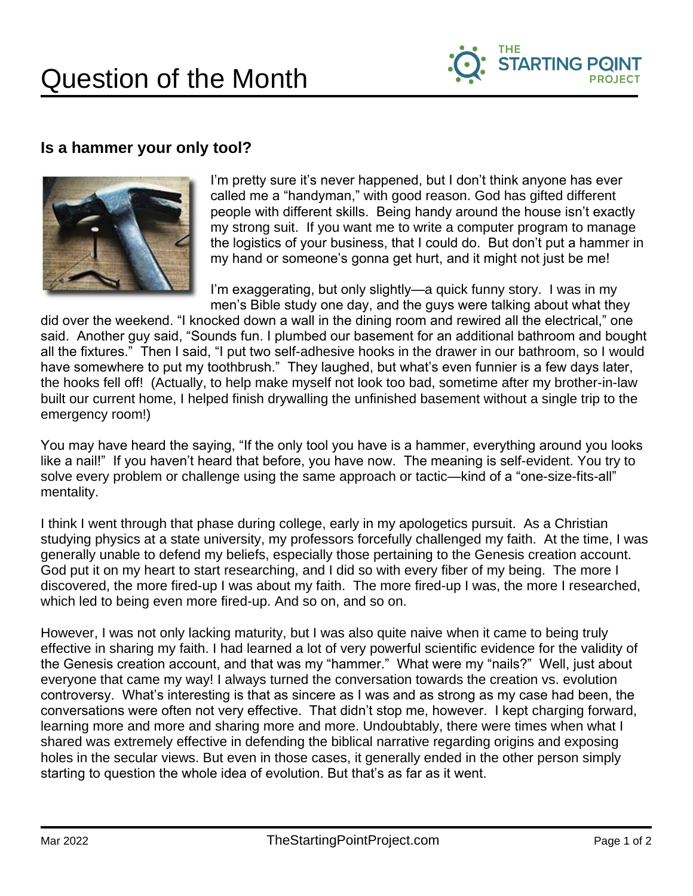# Question of the Month

## Is a hammer your only tool?

I'm pretty sure it's never happened, but I don't think anyone has ever called me a "handyman," with good reason. God has gifted different people with different skills. Being handy around the house isn't exactly my strong suit. If you want me to write a computer program to manage the logistics of your business, that I could do. But don't put a hammer in my hand or someone's gonna get hurt, and it might not just be me!

I'm exaggerating, but only slightly—a quick funny story. I was in my men's Bible study one day, and the guys were talking about what they did over the weekend. "I knocked down a wall in the dining room and rewired all the electrical," one said. Another guy said, "Sounds fun. I plumbed our basement for an additional bathroom and bought all the fixtures." Then I said, "I put two self-adhesive hooks in the drawer in our bathroom, so I would have somewhere to put my toothbrush." They laughed, but what's even funnier is a few days later, the hooks fell off! (Actually, to help make myself not look too bad, sometime after my brother-in-law built our current home, I helped finish drywalling the unfinished basement without a single trip to the emergency room!)

You may have heard the saying, "If the only tool you have is a hammer, everything around you looks like a nail!" If you haven't heard that before, you have now. The meaning is self-evident. You try to solve every problem or challenge using the same approach or tactic—kind of a "one-size-fits-all" mentality.

I think I went through that phase during college, early in my apologetics pursuit. As a Christian studying physics at a state university, my professors forcefully challenged my faith. At the time, I was generally unable to defend my beliefs, especially those pertaining to the Genesis creation account. God put it on my heart to start researching, and I did so with every fiber of my being. The more I discovered, the more fired-up I was about my faith. The more fired-up I was, the more I researched, which led to being even more fired-up. And so on, and so on.

However, I was not only lacking maturity, but I was also quite naive when it came to being truly effective in sharing my faith. I had learned a lot of very powerful scientific evidence for the validity of the Genesis creation account, and that was my "hammer." What were my "nails?" Well, just about everyone that came my way! I always turned the conversation towards the creation vs. evolution controversy. What's interesting is that as sincere as I was and as strong as my case had been, the conversations were often not very effective. That didn't stop me, however. I kept charging forward, learning more and more and sharing more and more. Undoubtably, there were times when what I shared was extremely effective in defending the biblical narrative regarding origins and exposing holes in the secular views. But even in those cases, it generally ended in the other person simply starting to question the whole idea of evolution. But that's as far as it went.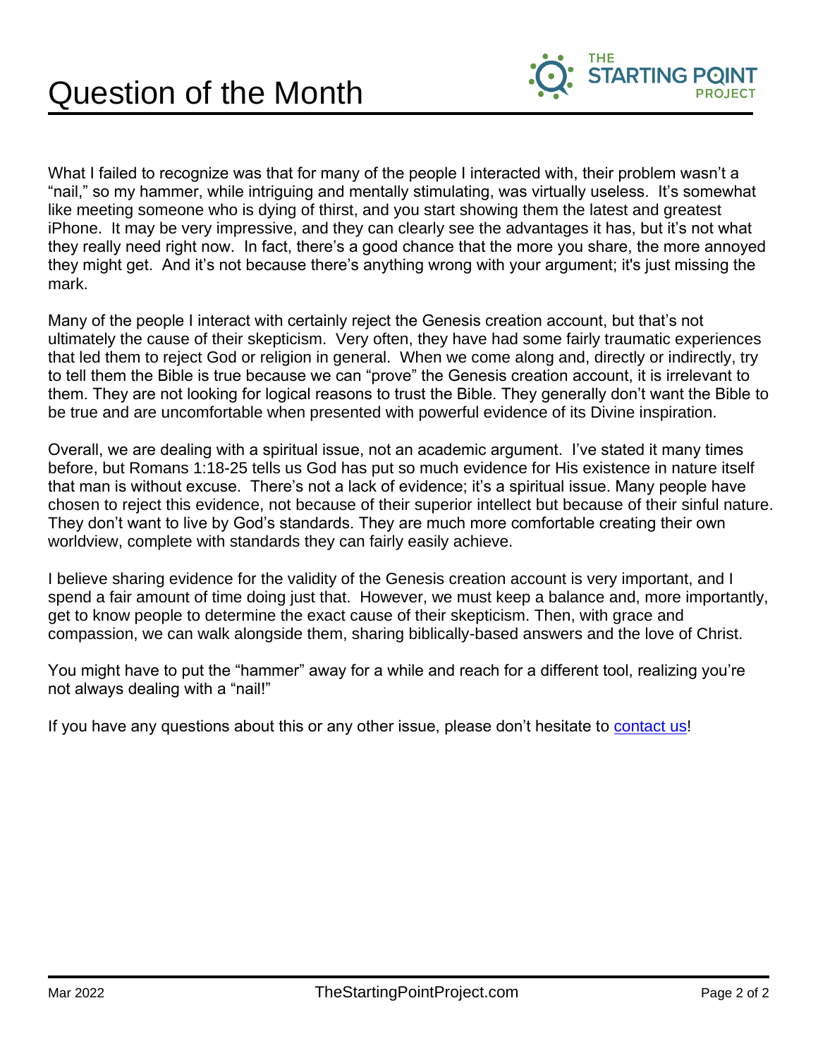# Question of the Month

What I failed to recognize was that for many of the people I interacted with, their problem wasn't a "nail," so my hammer, while intriguing and mentally stimulating, was virtually useless. It's somewhat like meeting someone who is dying of thirst, and you start showing them the latest and greatest iPhone. It may be very impressive, and they can clearly see the advantages it has, but it's not what they really need right now. In fact, there's a good chance that the more you share, the more annoyed they might get. And it's not because there's anything wrong with your argument; it's just missing the mark.

Many of the people I interact with certainly reject the Genesis creation account, but that's not ultimately the cause of their skepticism. Very often, they have had some fairly traumatic experiences that led them to reject God or religion in general. When we come along and, directly or indirectly, try to tell them the Bible is true because we can "prove" the Genesis creation account, it is irrelevant to them. They are not looking for logical reasons to trust the Bible. They generally don't want the Bible to be true and are uncomfortable when presented with powerful evidence of its Divine inspiration.

Overall, we are dealing with a spiritual issue, not an academic argument. I've stated it many times before, but Romans 1:18-25 tells us God has put so much evidence for His existence in nature itself that man is without excuse. There's not a lack of evidence; it's a spiritual issue. Many people have chosen to reject this evidence, not because of their superior intellect but because of their sinful nature. They don't want to live by God's standards. They are much more comfortable creating their own worldview, complete with standards they can fairly easily achieve.

I believe sharing evidence for the validity of the Genesis creation account is very important, and I spend a fair amount of time doing just that. However, we must keep a balance and, more importantly, get to know people to determine the exact cause of their skepticism. Then, with grace and compassion, we can walk alongside them, sharing biblically-based answers and the love of Christ.

You might have to put the "hammer" away for a while and reach for a different tool, realizing you're not always dealing with a "nail!"

If you have any questions about this or any other issue, please don't hesitate to [contact us](#)!